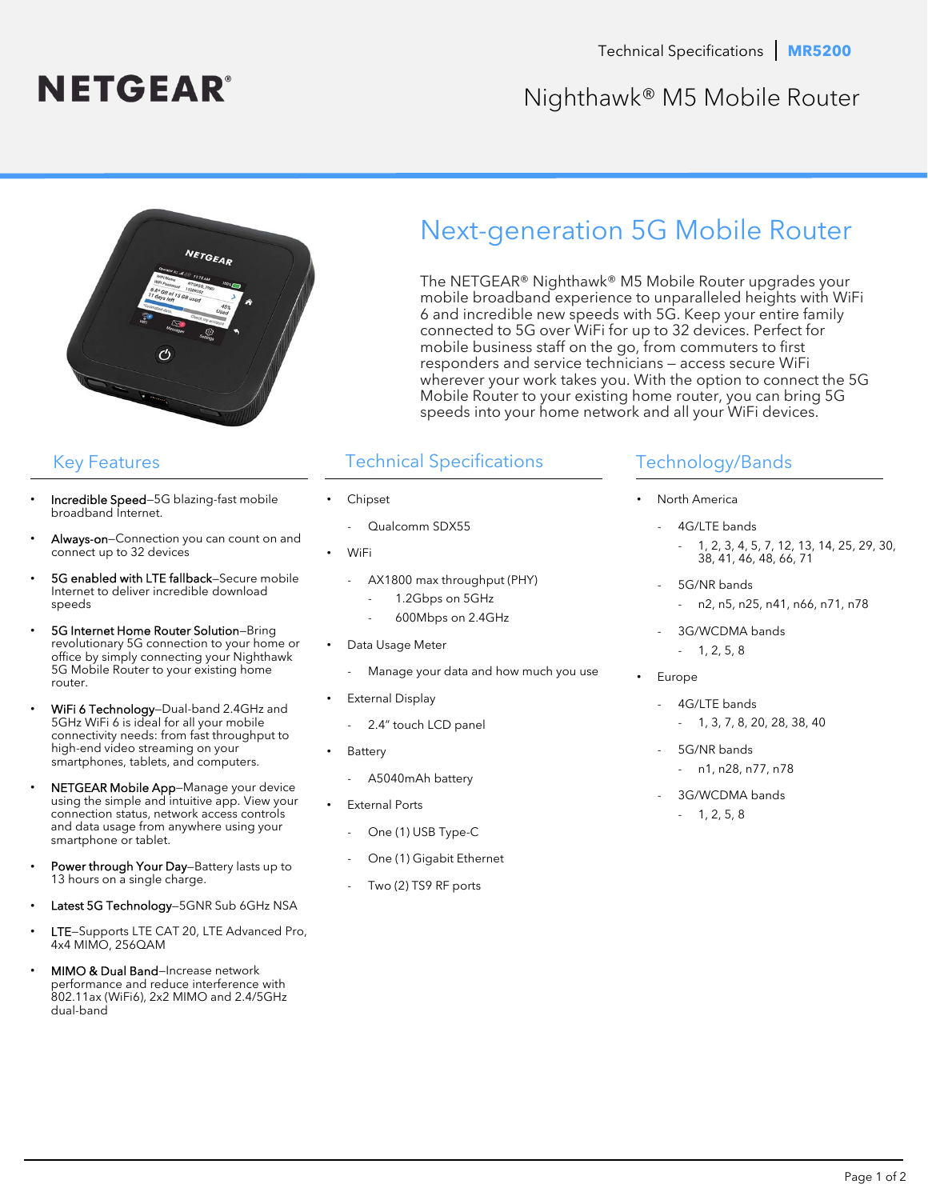NETGEAR®

Technical Specifications | **MR5200**

# Nighthawk® M5 Mobile Router

## Next-generation 5G Mobile Router

The NETGEAR® Nighthawk® M5 Mobile Router upgrades your mobile broadband experience to unparalleled heights with WiFi 6 and incredible new speeds with 5G. Keep your entire family connected to 5G over WiFi for up to 32 devices. Perfect for mobile business staff on the go, from commuters to first responders and service technicians – access secure WiFi wherever your work takes you. With the option to connect the 5G Mobile Router to your existing home router, you can bring 5G speeds into your home network and all your WiFi devices.

## Key Features

- Incredible Speed–5G blazing-fast mobile broadband Internet.
- Always-on–Connection you can count on and connect up to 32 devices
- 5G enabled with LTE fallback–Secure mobile Internet to deliver incredible download speeds
- 5G Internet Home Router Solution–Bring revolutionary 5G connection to your home or office by simply connecting your Nighthawk 5G Mobile Router to your existing home router.
- WiFi 6 Technology–Dual-band 2.4GHz and 5GHz WiFi 6 is ideal for all your mobile connectivity needs: from fast throughput to high-end video streaming on your smartphones, tablets, and computers.
- NETGEAR Mobile App–Manage your device using the simple and intuitive app. View your connection status, network access controls and data usage from anywhere using your smartphone or tablet.
- Power through Your Day–Battery lasts up to 13 hours on a single charge.
- Latest 5G Technology–5GNR Sub 6GHz NSA
- LTE–Supports LTE CAT 20, LTE Advanced Pro, 4x4 MIMO, 256QAM
- MIMO & Dual Band–Increase network performance and reduce interference with 802.11ax (WiFi6), 2x2 MIMO and 2.4/5GHz dual-band

## Technical Specifications

- Chipset
  - Qualcomm SDX55
- WiFi
  - AX1800 max throughput (PHY)
    - 1.2Gbps on 5GHz
    - 600Mbps on 2.4GHz
- Data Usage Meter
  - Manage your data and how much you use
- External Display
  - 2.4" touch LCD panel
- Battery
  - A5040mAh battery
- External Ports
  - One (1) USB Type-C
  - One (1) Gigabit Ethernet
  - Two (2) TS9 RF ports

## Technology/Bands

- North America
  - 4G/LTE bands
    - 1, 2, 3, 4, 5, 7, 12, 13, 14, 25, 29, 30, 38, 41, 46, 48, 66, 71
  - 5G/NR bands
    - n2, n5, n25, n41, n66, n71, n78
  - 3G/WCDMA bands
    - 1, 2, 5, 8
- Europe
  - 4G/LTE bands
    - 1, 3, 7, 8, 20, 28, 38, 40
  - 5G/NR bands
    - n1, n28, n77, n78
  - 3G/WCDMA bands
    - 1, 2, 5, 8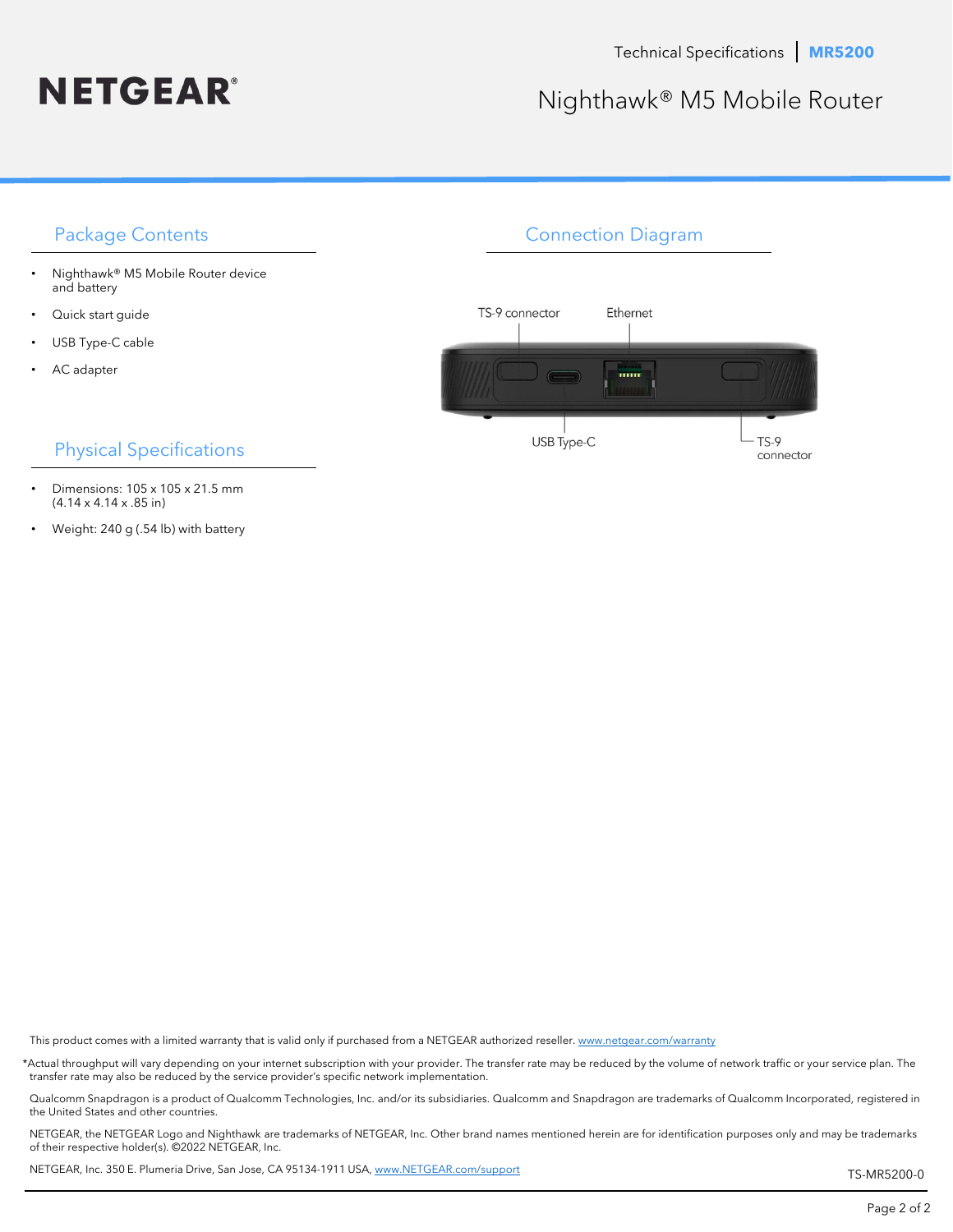# Nighthawk® M5 Mobile Router

Technical Specifications | **MR5200**

## Package Contents

- Nighthawk® M5 Mobile Router device and battery
- Quick start guide
- USB Type-C cable
- AC adapter

## Physical Specifications

- Dimensions: 105 x 105 x 21.5 mm (4.14 x 4.14 x .85 in)
- Weight: 240 g (.54 lb) with battery

## Connection Diagram

TS-9 connector

Ethernet

USB Type-C

TS-9 connector

This product comes with a limited warranty that is valid only if purchased from a NETGEAR authorized reseller. www.netgear.com/warranty

*Actual throughput will vary depending on your internet subscription with your provider. The transfer rate may be reduced by the volume of network traffic or your service plan. The transfer rate may also be reduced by the service provider's specific network implementation.

Qualcomm Snapdragon is a product of Qualcomm Technologies, Inc. and/or its subsidiaries. Qualcomm and Snapdragon are trademarks of Qualcomm Incorporated, registered in the United States and other countries.

NETGEAR, the NETGEAR Logo and Nighthawk are trademarks of NETGEAR, Inc. Other brand names mentioned herein are for identification purposes only and may be trademarks of their respective holder(s). ©2022 NETGEAR, Inc.

NETGEAR, Inc. 350 E. Plumeria Drive, San Jose, CA 95134-1911 USA, www.NETGEAR.com/support

TS-MR5200-0